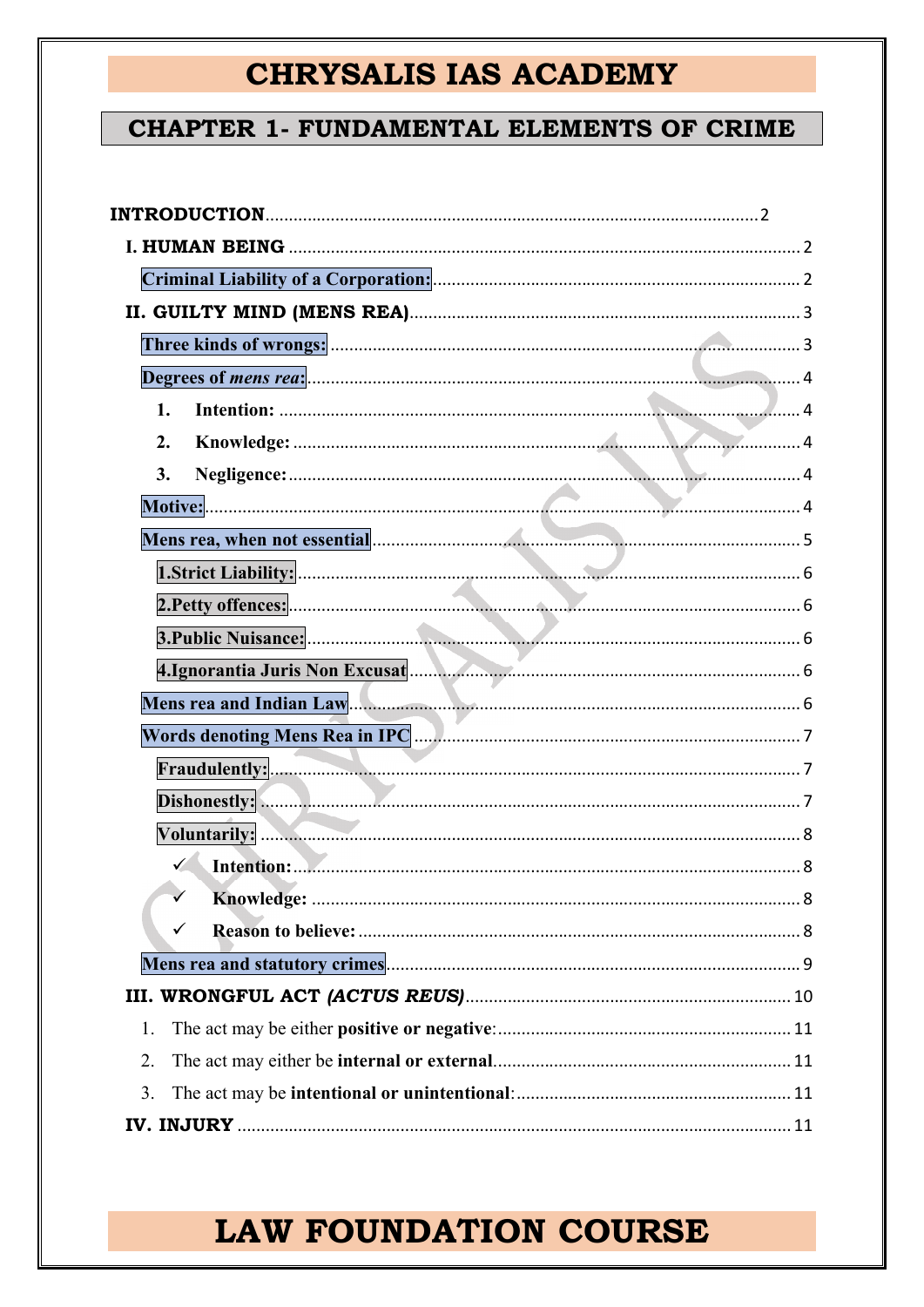# CHRYSALIS IAS ACADEMY

## CHAPTER 1- FUNDAMENTAL ELEMENTS OF CRIME

**INTRODUCTION**........................................................................2

- **I. HUMAN BEING** ........................................................................2
  - **Criminal Liability of a Corporation:** ........................................................................2
- **II. GUILTY MIND (MENS REA)** ........................................................................3
  - **Three kinds of wrongs:** ........................................................................3
  - **Degrees of *mens rea*:** ........................................................................4
    1. **Intention:** ........................................................................4
    2. **Knowledge:** ........................................................................4
    3. **Negligence:** ........................................................................4
  - **Motive:** ........................................................................4
  - **Mens rea, when not essential** ........................................................................5
    - **1.Strict Liability:** ........................................................................6
    - **2.Petty offences:** ........................................................................6
    - **3.Public Nuisance:** ........................................................................6
    - **4.Ignorantia Juris Non Excusat** ........................................................................6
  - **Mens rea and Indian Law** ........................................................................6
  - **Words denoting Mens Rea in IPC** ........................................................................7
    - **Fraudulently:** ........................................................................7
    - **Dishonestly:** ........................................................................7
    - **Voluntarily:** ........................................................................8
      - ✓ **Intention:** ........................................................................8
      - ✓ **Knowledge:** ........................................................................8
      - ✓ **Reason to believe:** ........................................................................8
  - **Mens rea and statutory crimes** ........................................................................9
- **III. WRONGFUL ACT *(ACTUS REUS)*** ........................................................................10
  1. The act may be either **positive or negative**: ........................................................................11
  2. The act may either be **internal or external** ........................................................................11
  3. The act may be **intentional or unintentional**: ........................................................................11
- **IV. INJURY** ........................................................................11

# LAW FOUNDATION COURSE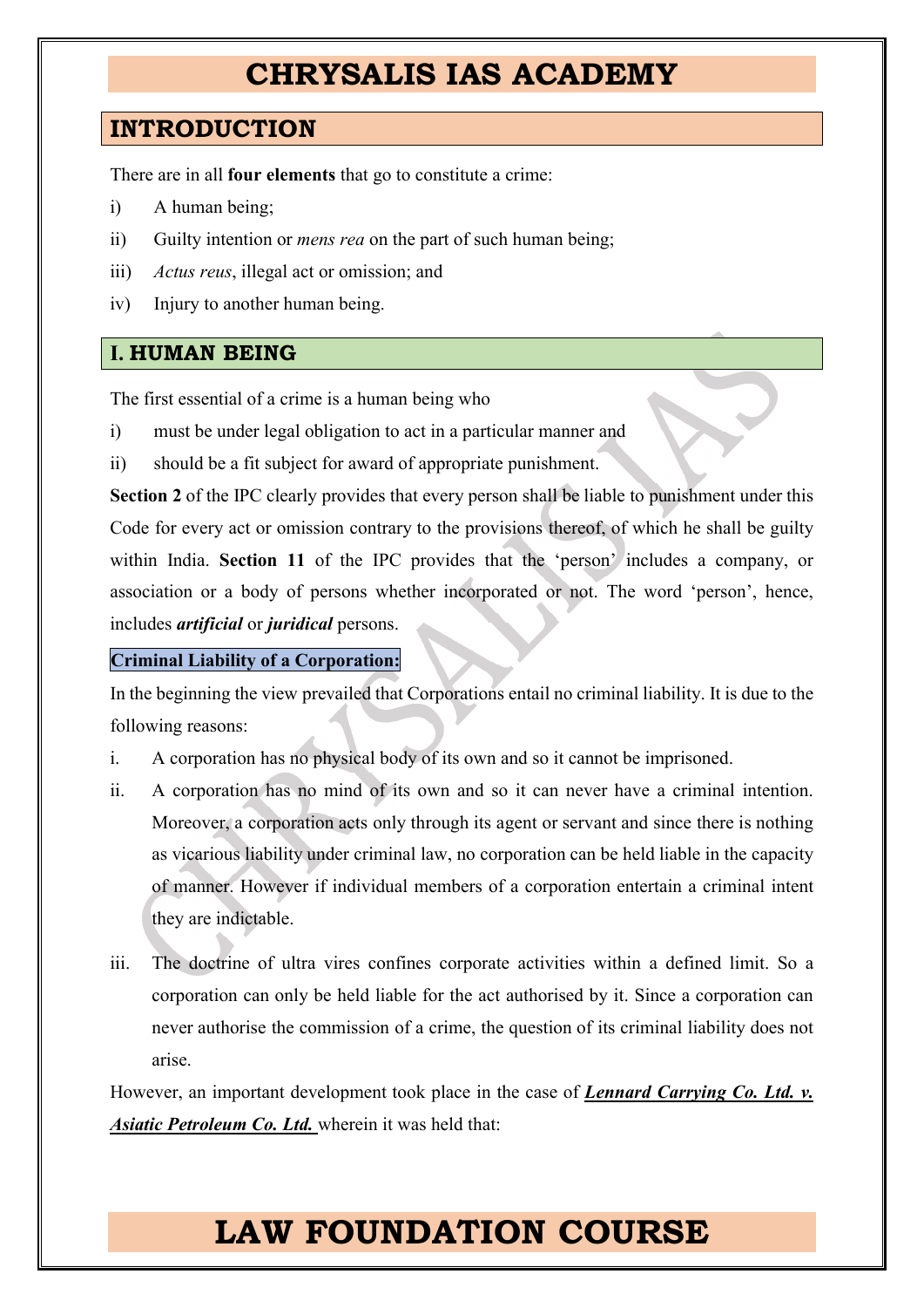## INTRODUCTION

There are in all **four elements** that go to constitute a crime:

i) A human being;

ii) Guilty intention or *mens rea* on the part of such human being;

iii) *Actus reus*, illegal act or omission; and

iv) Injury to another human being.

## I. HUMAN BEING

The first essential of a crime is a human being who

i) must be under legal obligation to act in a particular manner and

ii) should be a fit subject for award of appropriate punishment.

**Section 2** of the IPC clearly provides that every person shall be liable to punishment under this Code for every act or omission contrary to the provisions thereof, of which he shall be guilty within India. **Section 11** of the IPC provides that the 'person' includes a company, or association or a body of persons whether incorporated or not. The word 'person', hence, includes ***artificial*** or ***juridical*** persons.

**Criminal Liability of a Corporation:**

In the beginning the view prevailed that Corporations entail no criminal liability. It is due to the following reasons:

i. A corporation has no physical body of its own and so it cannot be imprisoned.

ii. A corporation has no mind of its own and so it can never have a criminal intention. Moreover, a corporation acts only through its agent or servant and since there is nothing as vicarious liability under criminal law, no corporation can be held liable in the capacity of manner. However if individual members of a corporation entertain a criminal intent they are indictable.

iii. The doctrine of ultra vires confines corporate activities within a defined limit. So a corporation can only be held liable for the act authorised by it. Since a corporation can never authorise the commission of a crime, the question of its criminal liability does not arise.

However, an important development took place in the case of ***Lennard Carrying Co. Ltd. v. Asiatic Petroleum Co. Ltd.*** wherein it was held that: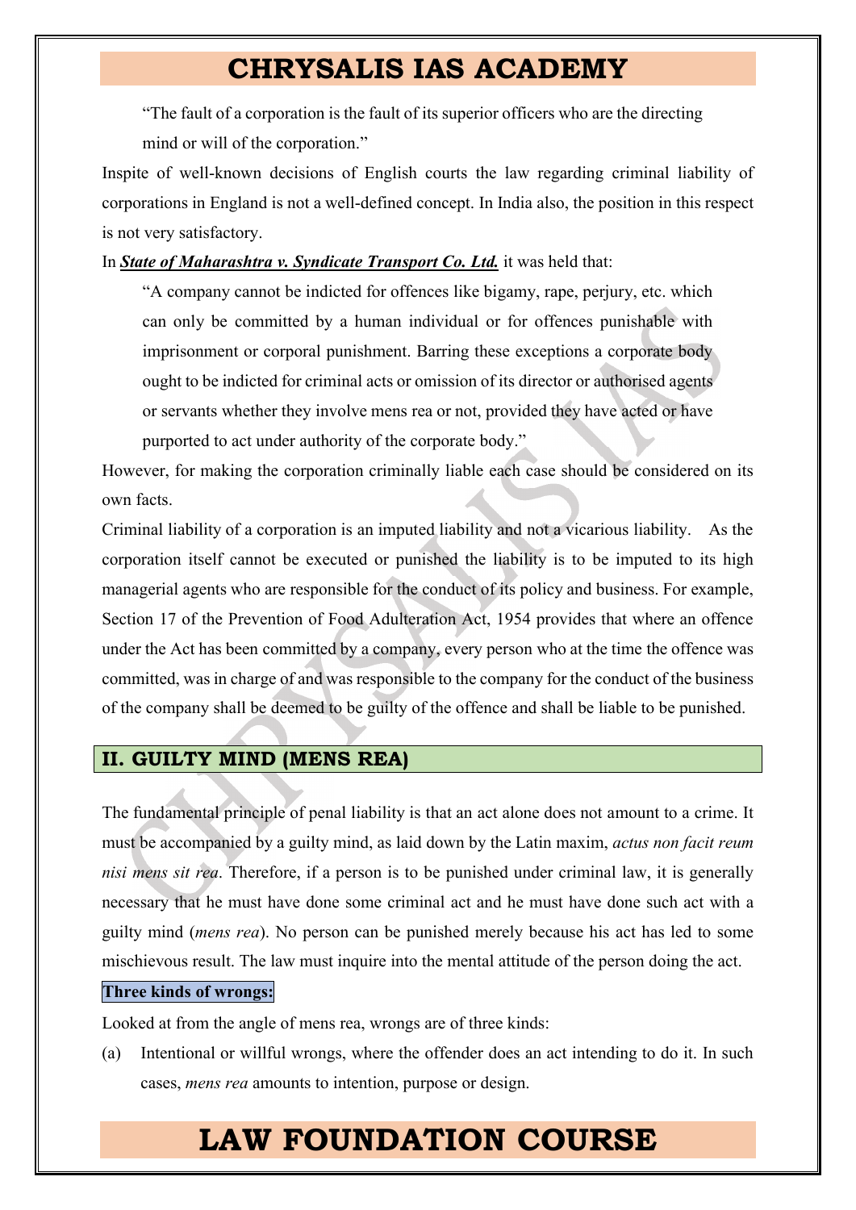> "The fault of a corporation is the fault of its superior officers who are the directing mind or will of the corporation."

Inspite of well-known decisions of English courts the law regarding criminal liability of corporations in England is not a well-defined concept. In India also, the position in this respect is not very satisfactory.

In ***State of Maharashtra v. Syndicate Transport Co. Ltd.*** it was held that:

> "A company cannot be indicted for offences like bigamy, rape, perjury, etc. which can only be committed by a human individual or for offences punishable with imprisonment or corporal punishment. Barring these exceptions a corporate body ought to be indicted for criminal acts or omission of its director or authorised agents or servants whether they involve mens rea or not, provided they have acted or have purported to act under authority of the corporate body."

However, for making the corporation criminally liable each case should be considered on its own facts.

Criminal liability of a corporation is an imputed liability and not a vicarious liability. As the corporation itself cannot be executed or punished the liability is to be imputed to its high managerial agents who are responsible for the conduct of its policy and business. For example, Section 17 of the Prevention of Food Adulteration Act, 1954 provides that where an offence under the Act has been committed by a company, every person who at the time the offence was committed, was in charge of and was responsible to the company for the conduct of the business of the company shall be deemed to be guilty of the offence and shall be liable to be punished.

## II. GUILTY MIND (MENS REA)

The fundamental principle of penal liability is that an act alone does not amount to a crime. It must be accompanied by a guilty mind, as laid down by the Latin maxim, *actus non facit reum nisi mens sit rea*. Therefore, if a person is to be punished under criminal law, it is generally necessary that he must have done some criminal act and he must have done such act with a guilty mind (*mens rea*). No person can be punished merely because his act has led to some mischievous result. The law must inquire into the mental attitude of the person doing the act.

**Three kinds of wrongs:**

Looked at from the angle of mens rea, wrongs are of three kinds:

(a) Intentional or willful wrongs, where the offender does an act intending to do it. In such cases, *mens rea* amounts to intention, purpose or design.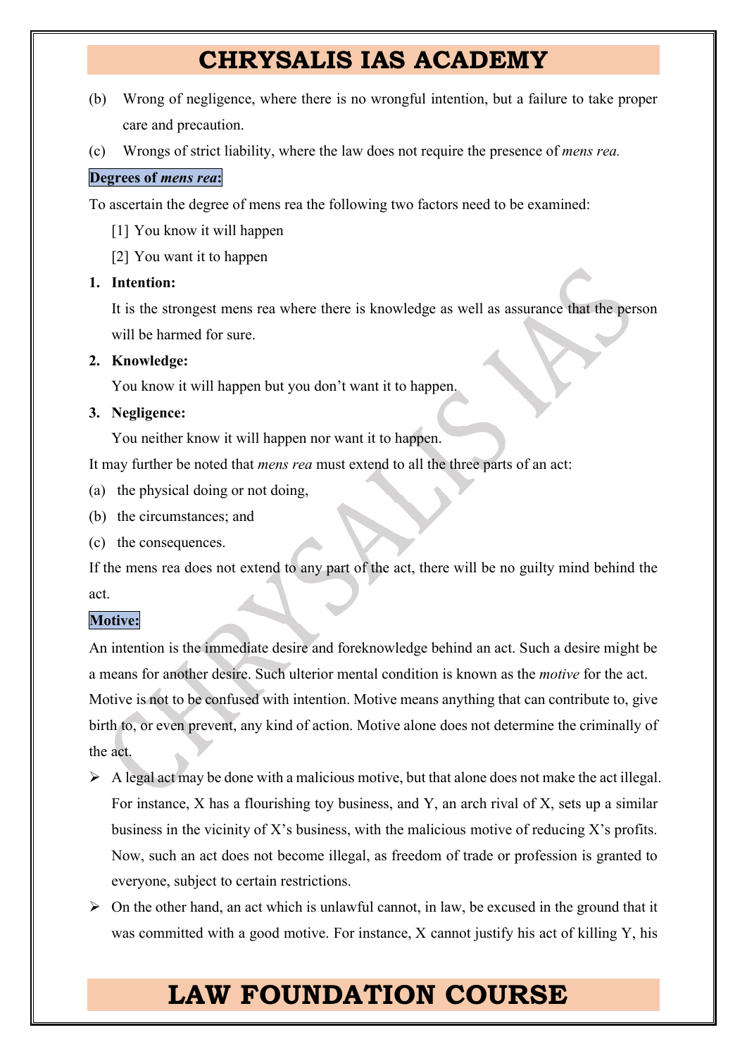(b) Wrong of negligence, where there is no wrongful intention, but a failure to take proper care and precaution.

(c) Wrongs of strict liability, where the law does not require the presence of *mens rea.*

**Degrees of *mens rea*:**

To ascertain the degree of mens rea the following two factors need to be examined:

[1] You know it will happen

[2] You want it to happen

1. **Intention:**

   It is the strongest mens rea where there is knowledge as well as assurance that the person will be harmed for sure.

2. **Knowledge:**

   You know it will happen but you don't want it to happen.

3. **Negligence:**

   You neither know it will happen nor want it to happen.

It may further be noted that *mens rea* must extend to all the three parts of an act:

(a) the physical doing or not doing,

(b) the circumstances; and

(c) the consequences.

If the mens rea does not extend to any part of the act, there will be no guilty mind behind the act.

**Motive:**

An intention is the immediate desire and foreknowledge behind an act. Such a desire might be a means for another desire. Such ulterior mental condition is known as the *motive* for the act. Motive is not to be confused with intention. Motive means anything that can contribute to, give birth to, or even prevent, any kind of action. Motive alone does not determine the criminally of the act.

- A legal act may be done with a malicious motive, but that alone does not make the act illegal. For instance, X has a flourishing toy business, and Y, an arch rival of X, sets up a similar business in the vicinity of X's business, with the malicious motive of reducing X's profits. Now, such an act does not become illegal, as freedom of trade or profession is granted to everyone, subject to certain restrictions.
- On the other hand, an act which is unlawful cannot, in law, be excused in the ground that it was committed with a good motive. For instance, X cannot justify his act of killing Y, his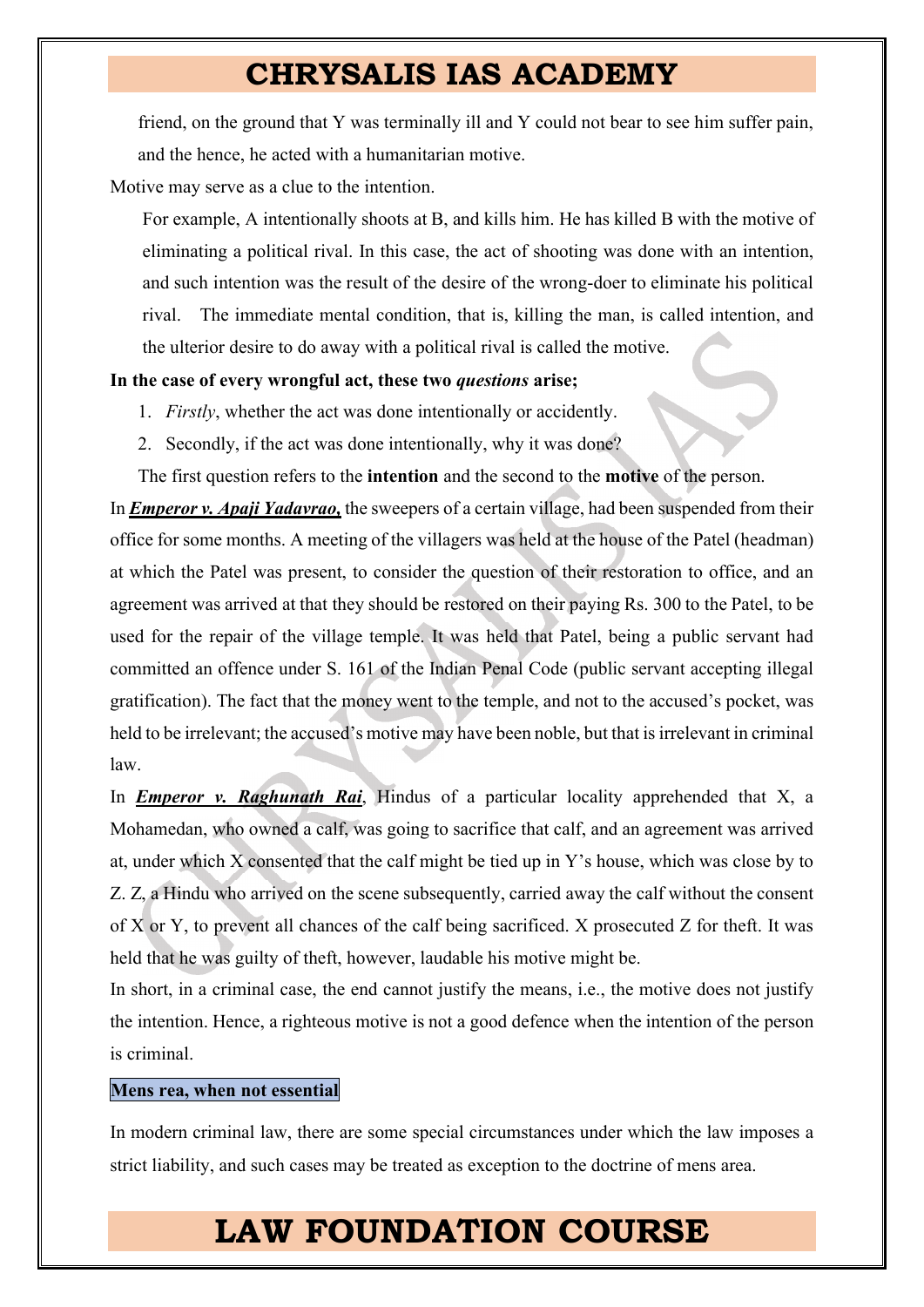friend, on the ground that Y was terminally ill and Y could not bear to see him suffer pain, and the hence, he acted with a humanitarian motive.

Motive may serve as a clue to the intention.

For example, A intentionally shoots at B, and kills him. He has killed B with the motive of eliminating a political rival. In this case, the act of shooting was done with an intention, and such intention was the result of the desire of the wrong-doer to eliminate his political rival. The immediate mental condition, that is, killing the man, is called intention, and the ulterior desire to do away with a political rival is called the motive.

**In the case of every wrongful act, these two *questions* arise;**

1. *Firstly*, whether the act was done intentionally or accidently.
2. Secondly, if the act was done intentionally, why it was done?

The first question refers to the **intention** and the second to the **motive** of the person.

In ***Emperor v. Apaji Yadavrao,*** the sweepers of a certain village, had been suspended from their office for some months. A meeting of the villagers was held at the house of the Patel (headman) at which the Patel was present, to consider the question of their restoration to office, and an agreement was arrived at that they should be restored on their paying Rs. 300 to the Patel, to be used for the repair of the village temple. It was held that Patel, being a public servant had committed an offence under S. 161 of the Indian Penal Code (public servant accepting illegal gratification). The fact that the money went to the temple, and not to the accused's pocket, was held to be irrelevant; the accused's motive may have been noble, but that is irrelevant in criminal law.

In ***Emperor v. Raghunath Rai***, Hindus of a particular locality apprehended that X, a Mohamedan, who owned a calf, was going to sacrifice that calf, and an agreement was arrived at, under which X consented that the calf might be tied up in Y's house, which was close by to Z. Z, a Hindu who arrived on the scene subsequently, carried away the calf without the consent of X or Y, to prevent all chances of the calf being sacrificed. X prosecuted Z for theft. It was held that he was guilty of theft, however, laudable his motive might be.

In short, in a criminal case, the end cannot justify the means, i.e., the motive does not justify the intention. Hence, a righteous motive is not a good defence when the intention of the person is criminal.

**Mens rea, when not essential**

In modern criminal law, there are some special circumstances under which the law imposes a strict liability, and such cases may be treated as exception to the doctrine of mens area.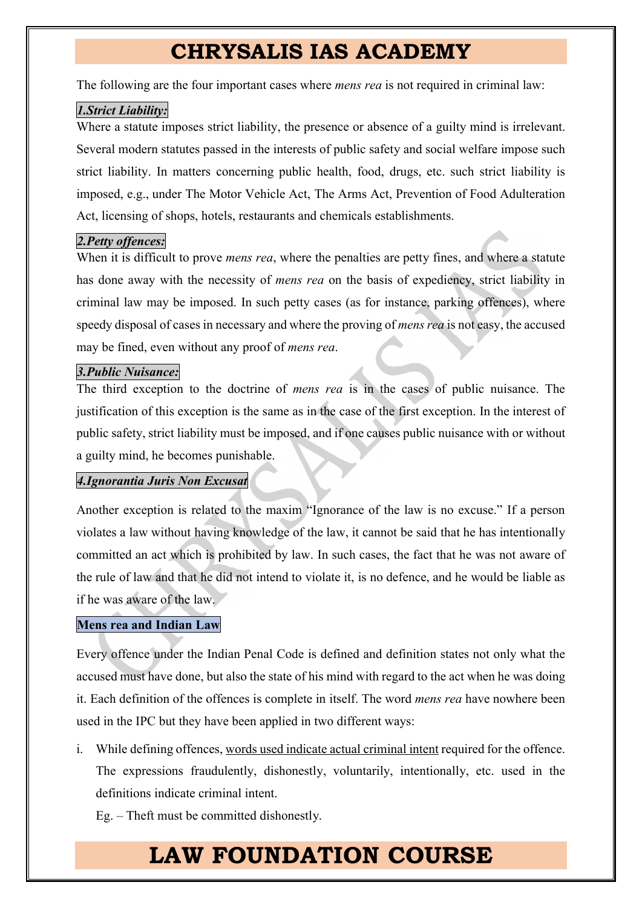The following are the four important cases where *mens rea* is not required in criminal law:

***1.Strict Liability:***

Where a statute imposes strict liability, the presence or absence of a guilty mind is irrelevant. Several modern statutes passed in the interests of public safety and social welfare impose such strict liability. In matters concerning public health, food, drugs, etc. such strict liability is imposed, e.g., under The Motor Vehicle Act, The Arms Act, Prevention of Food Adulteration Act, licensing of shops, hotels, restaurants and chemicals establishments.

***2.Petty offences:***

When it is difficult to prove *mens rea*, where the penalties are petty fines, and where a statute has done away with the necessity of *mens rea* on the basis of expediency, strict liability in criminal law may be imposed. In such petty cases (as for instance, parking offences), where speedy disposal of cases in necessary and where the proving of *mens rea* is not easy, the accused may be fined, even without any proof of *mens rea*.

***3.Public Nuisance:***

The third exception to the doctrine of *mens rea* is in the cases of public nuisance. The justification of this exception is the same as in the case of the first exception. In the interest of public safety, strict liability must be imposed, and if one causes public nuisance with or without a guilty mind, he becomes punishable.

***4.Ignorantia Juris Non Excusat***

Another exception is related to the maxim "Ignorance of the law is no excuse." If a person violates a law without having knowledge of the law, it cannot be said that he has intentionally committed an act which is prohibited by law. In such cases, the fact that he was not aware of the rule of law and that he did not intend to violate it, is no defence, and he would be liable as if he was aware of the law.

**Mens rea and Indian Law**

Every offence under the Indian Penal Code is defined and definition states not only what the accused must have done, but also the state of his mind with regard to the act when he was doing it. Each definition of the offences is complete in itself. The word *mens rea* have nowhere been used in the IPC but they have been applied in two different ways:

i. While defining offences, <u>words used indicate actual criminal intent</u> required for the offence. The expressions fraudulently, dishonestly, voluntarily, intentionally, etc. used in the definitions indicate criminal intent.

   Eg. – Theft must be committed dishonestly.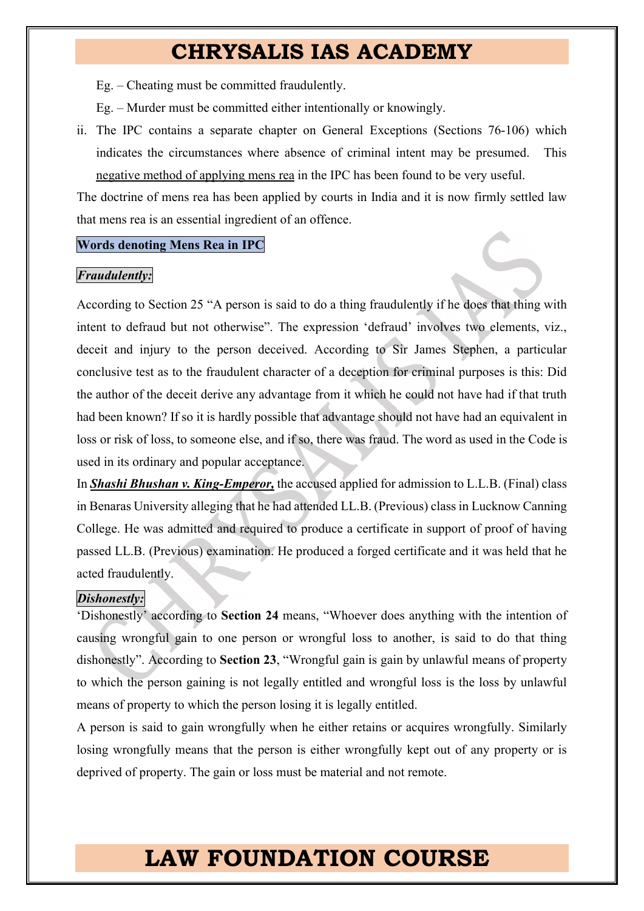Eg. – Cheating must be committed fraudulently.

Eg. – Murder must be committed either intentionally or knowingly.

ii. The IPC contains a separate chapter on General Exceptions (Sections 76-106) which indicates the circumstances where absence of criminal intent may be presumed. This negative method of applying mens rea in the IPC has been found to be very useful.

The doctrine of mens rea has been applied by courts in India and it is now firmly settled law that mens rea is an essential ingredient of an offence.

**Words denoting Mens Rea in IPC**

***Fraudulently:***

According to Section 25 "A person is said to do a thing fraudulently if he does that thing with intent to defraud but not otherwise". The expression 'defraud' involves two elements, viz., deceit and injury to the person deceived. According to Sir James Stephen, a particular conclusive test as to the fraudulent character of a deception for criminal purposes is this: Did the author of the deceit derive any advantage from it which he could not have had if that truth had been known? If so it is hardly possible that advantage should not have had an equivalent in loss or risk of loss, to someone else, and if so, there was fraud. The word as used in the Code is used in its ordinary and popular acceptance.

In ***Shashi Bhushan v. King-Emperor,*** the accused applied for admission to L.L.B. (Final) class in Benaras University alleging that he had attended LL.B. (Previous) class in Lucknow Canning College. He was admitted and required to produce a certificate in support of proof of having passed LL.B. (Previous) examination. He produced a forged certificate and it was held that he acted fraudulently.

***Dishonestly:***

'Dishonestly' according to **Section 24** means, "Whoever does anything with the intention of causing wrongful gain to one person or wrongful loss to another, is said to do that thing dishonestly". According to **Section 23**, "Wrongful gain is gain by unlawful means of property to which the person gaining is not legally entitled and wrongful loss is the loss by unlawful means of property to which the person losing it is legally entitled.

A person is said to gain wrongfully when he either retains or acquires wrongfully. Similarly losing wrongfully means that the person is either wrongfully kept out of any property or is deprived of property. The gain or loss must be material and not remote.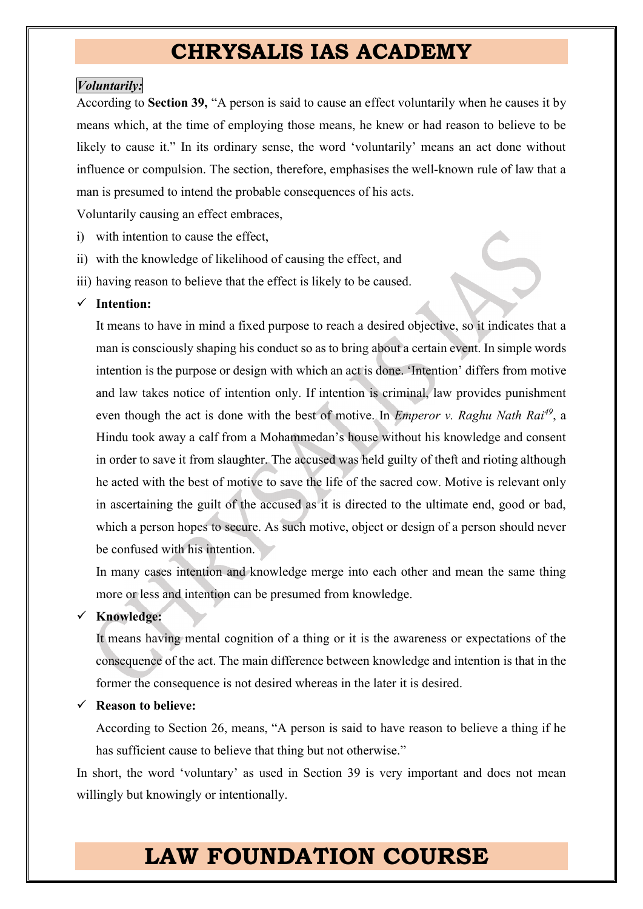***Voluntarily:***

According to **Section 39,** "A person is said to cause an effect voluntarily when he causes it by means which, at the time of employing those means, he knew or had reason to believe to be likely to cause it." In its ordinary sense, the word 'voluntarily' means an act done without influence or compulsion. The section, therefore, emphasises the well-known rule of law that a man is presumed to intend the probable consequences of his acts.

Voluntarily causing an effect embraces,

i) with intention to cause the effect,
ii) with the knowledge of likelihood of causing the effect, and
iii) having reason to believe that the effect is likely to be caused.

- ✓ **Intention:**

  It means to have in mind a fixed purpose to reach a desired objective, so it indicates that a man is consciously shaping his conduct so as to bring about a certain event. In simple words intention is the purpose or design with which an act is done. 'Intention' differs from motive and law takes notice of intention only. If intention is criminal, law provides punishment even though the act is done with the best of motive. In *Emperor v. Raghu Nath Rai*[49], a Hindu took away a calf from a Mohammedan's house without his knowledge and consent in order to save it from slaughter. The accused was held guilty of theft and rioting although he acted with the best of motive to save the life of the sacred cow. Motive is relevant only in ascertaining the guilt of the accused as it is directed to the ultimate end, good or bad, which a person hopes to secure. As such motive, object or design of a person should never be confused with his intention.

  In many cases intention and knowledge merge into each other and mean the same thing more or less and intention can be presumed from knowledge.

- ✓ **Knowledge:**

  It means having mental cognition of a thing or it is the awareness or expectations of the consequence of the act. The main difference between knowledge and intention is that in the former the consequence is not desired whereas in the later it is desired.

- ✓ **Reason to believe:**

  According to Section 26, means, "A person is said to have reason to believe a thing if he has sufficient cause to believe that thing but not otherwise."

In short, the word 'voluntary' as used in Section 39 is very important and does not mean willingly but knowingly or intentionally.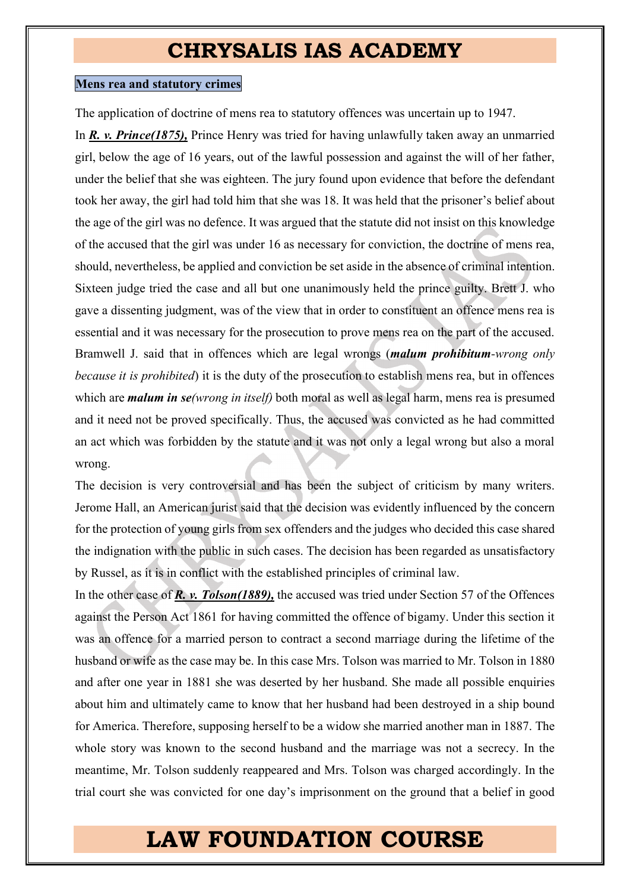**Mens rea and statutory crimes**

The application of doctrine of mens rea to statutory offences was uncertain up to 1947.

In ***R. v. Prince(1875),*** Prince Henry was tried for having unlawfully taken away an unmarried girl, below the age of 16 years, out of the lawful possession and against the will of her father, under the belief that she was eighteen. The jury found upon evidence that before the defendant took her away, the girl had told him that she was 18. It was held that the prisoner's belief about the age of the girl was no defence. It was argued that the statute did not insist on this knowledge of the accused that the girl was under 16 as necessary for conviction, the doctrine of mens rea, should, nevertheless, be applied and conviction be set aside in the absence of criminal intention. Sixteen judge tried the case and all but one unanimously held the prince guilty. Brett J. who gave a dissenting judgment, was of the view that in order to constituent an offence mens rea is essential and it was necessary for the prosecution to prove mens rea on the part of the accused. Bramwell J. said that in offences which are legal wrongs (***malum prohibitum****-wrong only because it is prohibited*) it is the duty of the prosecution to establish mens rea, but in offences which are ***malum in se****(wrong in itself)* both moral as well as legal harm, mens rea is presumed and it need not be proved specifically. Thus, the accused was convicted as he had committed an act which was forbidden by the statute and it was not only a legal wrong but also a moral wrong.

The decision is very controversial and has been the subject of criticism by many writers. Jerome Hall, an American jurist said that the decision was evidently influenced by the concern for the protection of young girls from sex offenders and the judges who decided this case shared the indignation with the public in such cases. The decision has been regarded as unsatisfactory by Russel, as it is in conflict with the established principles of criminal law.

In the other case of ***R. v. Tolson(1889),*** the accused was tried under Section 57 of the Offences against the Person Act 1861 for having committed the offence of bigamy. Under this section it was an offence for a married person to contract a second marriage during the lifetime of the husband or wife as the case may be. In this case Mrs. Tolson was married to Mr. Tolson in 1880 and after one year in 1881 she was deserted by her husband. She made all possible enquiries about him and ultimately came to know that her husband had been destroyed in a ship bound for America. Therefore, supposing herself to be a widow she married another man in 1887. The whole story was known to the second husband and the marriage was not a secrecy. In the meantime, Mr. Tolson suddenly reappeared and Mrs. Tolson was charged accordingly. In the trial court she was convicted for one day's imprisonment on the ground that a belief in good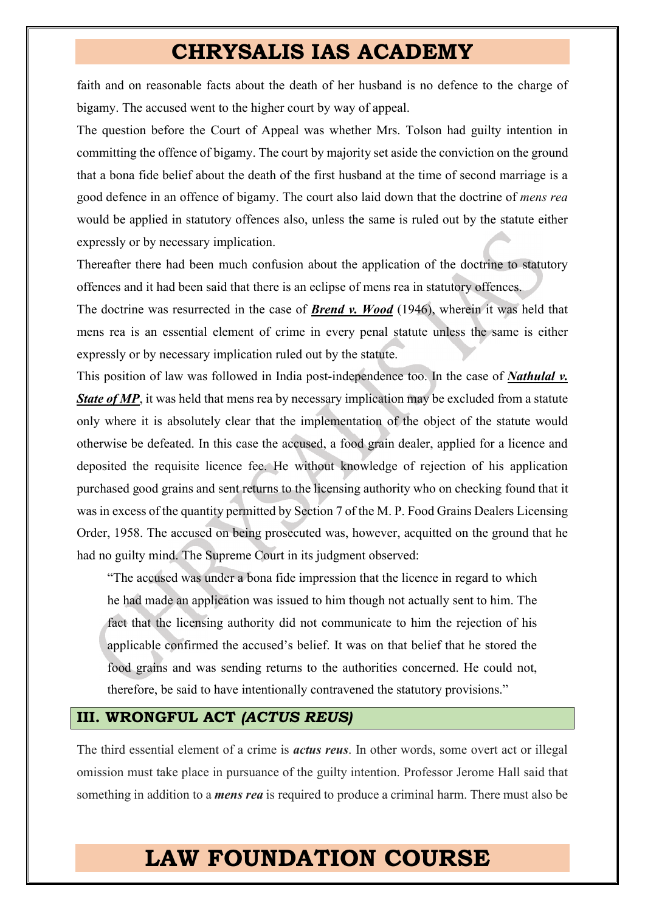faith and on reasonable facts about the death of her husband is no defence to the charge of bigamy. The accused went to the higher court by way of appeal.

The question before the Court of Appeal was whether Mrs. Tolson had guilty intention in committing the offence of bigamy. The court by majority set aside the conviction on the ground that a bona fide belief about the death of the first husband at the time of second marriage is a good defence in an offence of bigamy. The court also laid down that the doctrine of *mens rea* would be applied in statutory offences also, unless the same is ruled out by the statute either expressly or by necessary implication.

Thereafter there had been much confusion about the application of the doctrine to statutory offences and it had been said that there is an eclipse of mens rea in statutory offences.

The doctrine was resurrected in the case of ***Brend v. Wood*** (1946), wherein it was held that mens rea is an essential element of crime in every penal statute unless the same is either expressly or by necessary implication ruled out by the statute.

This position of law was followed in India post-independence too. In the case of ***Nathulal v. State of MP***, it was held that mens rea by necessary implication may be excluded from a statute only where it is absolutely clear that the implementation of the object of the statute would otherwise be defeated. In this case the accused, a food grain dealer, applied for a licence and deposited the requisite licence fee. He without knowledge of rejection of his application purchased good grains and sent returns to the licensing authority who on checking found that it was in excess of the quantity permitted by Section 7 of the M. P. Food Grains Dealers Licensing Order, 1958. The accused on being prosecuted was, however, acquitted on the ground that he had no guilty mind. The Supreme Court in its judgment observed:

> "The accused was under a bona fide impression that the licence in regard to which he had made an application was issued to him though not actually sent to him. The fact that the licensing authority did not communicate to him the rejection of his applicable confirmed the accused's belief. It was on that belief that he stored the food grains and was sending returns to the authorities concerned. He could not, therefore, be said to have intentionally contravened the statutory provisions."

## III. WRONGFUL ACT *(ACTUS REUS)*

The third essential element of a crime is ***actus reus***. In other words, some overt act or illegal omission must take place in pursuance of the guilty intention. Professor Jerome Hall said that something in addition to a ***mens rea*** is required to produce a criminal harm. There must also be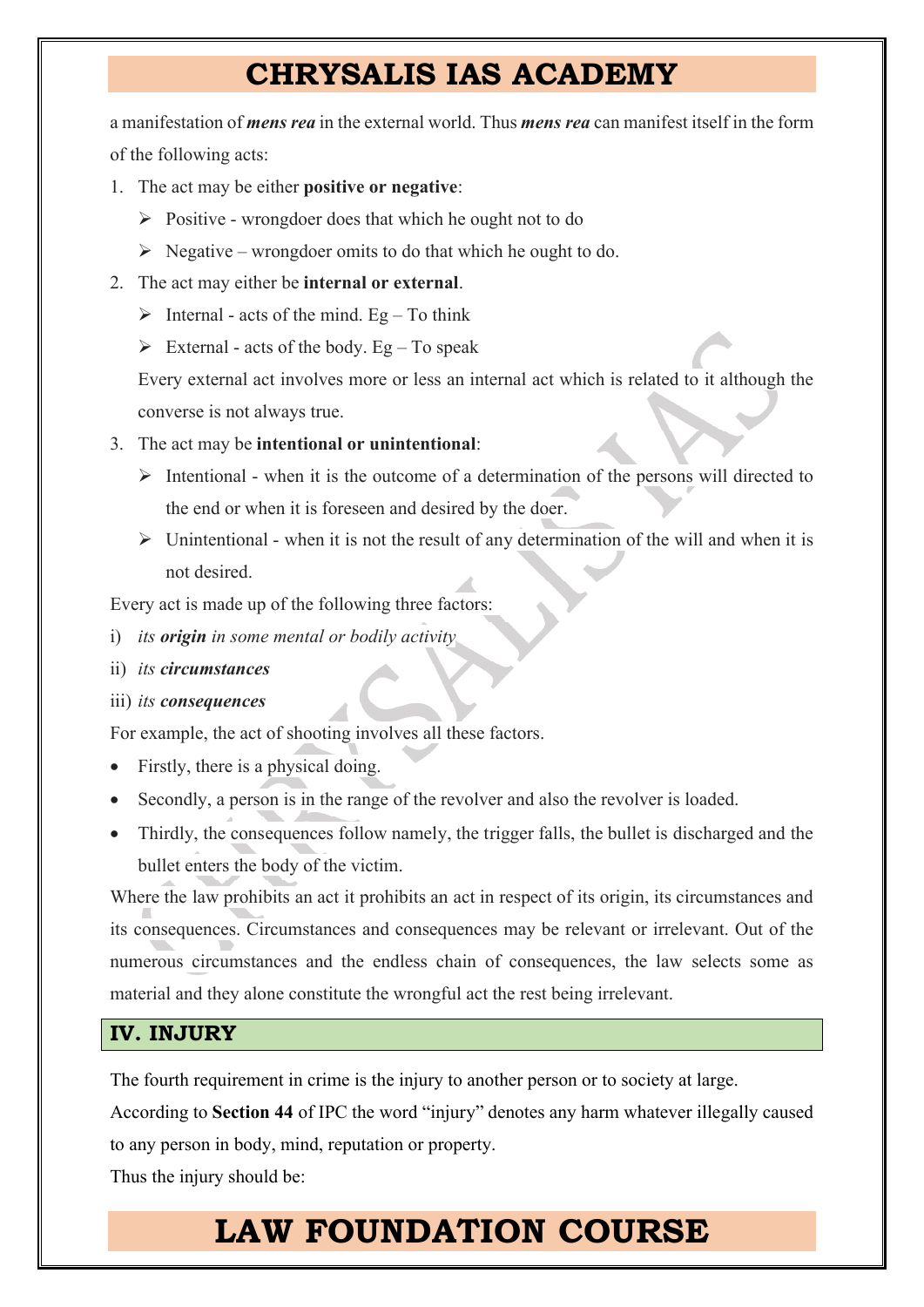a manifestation of ***mens rea*** in the external world. Thus ***mens rea*** can manifest itself in the form of the following acts:

1. The act may be either **positive or negative**:
   - Positive - wrongdoer does that which he ought not to do
   - Negative – wrongdoer omits to do that which he ought to do.
2. The act may either be **internal or external**.
   - Internal - acts of the mind. Eg – To think
   - External - acts of the body. Eg – To speak

   Every external act involves more or less an internal act which is related to it although the converse is not always true.
3. The act may be **intentional or unintentional**:
   - Intentional - when it is the outcome of a determination of the persons will directed to the end or when it is foreseen and desired by the doer.
   - Unintentional - when it is not the result of any determination of the will and when it is not desired.

Every act is made up of the following three factors:

i) *its **origin** in some mental or bodily activity*

ii) *its **circumstances***

iii) *its **consequences***

For example, the act of shooting involves all these factors.

- Firstly, there is a physical doing.
- Secondly, a person is in the range of the revolver and also the revolver is loaded.
- Thirdly, the consequences follow namely, the trigger falls, the bullet is discharged and the bullet enters the body of the victim.

Where the law prohibits an act it prohibits an act in respect of its origin, its circumstances and its consequences. Circumstances and consequences may be relevant or irrelevant. Out of the numerous circumstances and the endless chain of consequences, the law selects some as material and they alone constitute the wrongful act the rest being irrelevant.

## IV. INJURY

The fourth requirement in crime is the injury to another person or to society at large.

According to **Section 44** of IPC the word "injury" denotes any harm whatever illegally caused to any person in body, mind, reputation or property.

Thus the injury should be: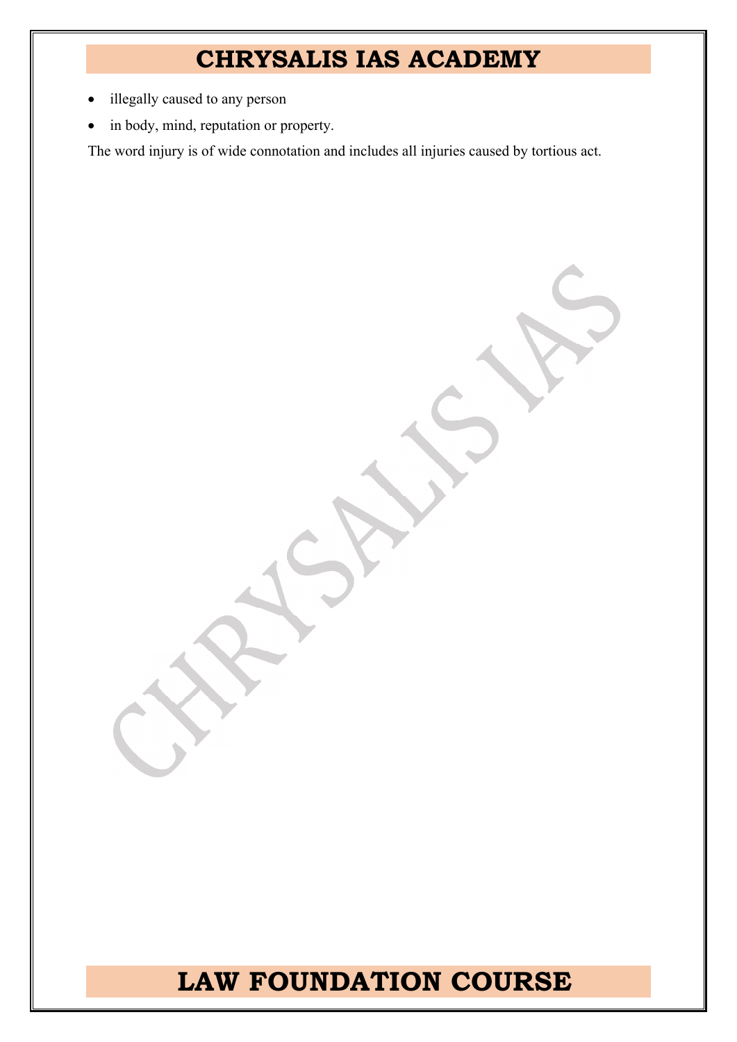- illegally caused to any person
- in body, mind, reputation or property.

The word injury is of wide connotation and includes all injuries caused by tortious act.